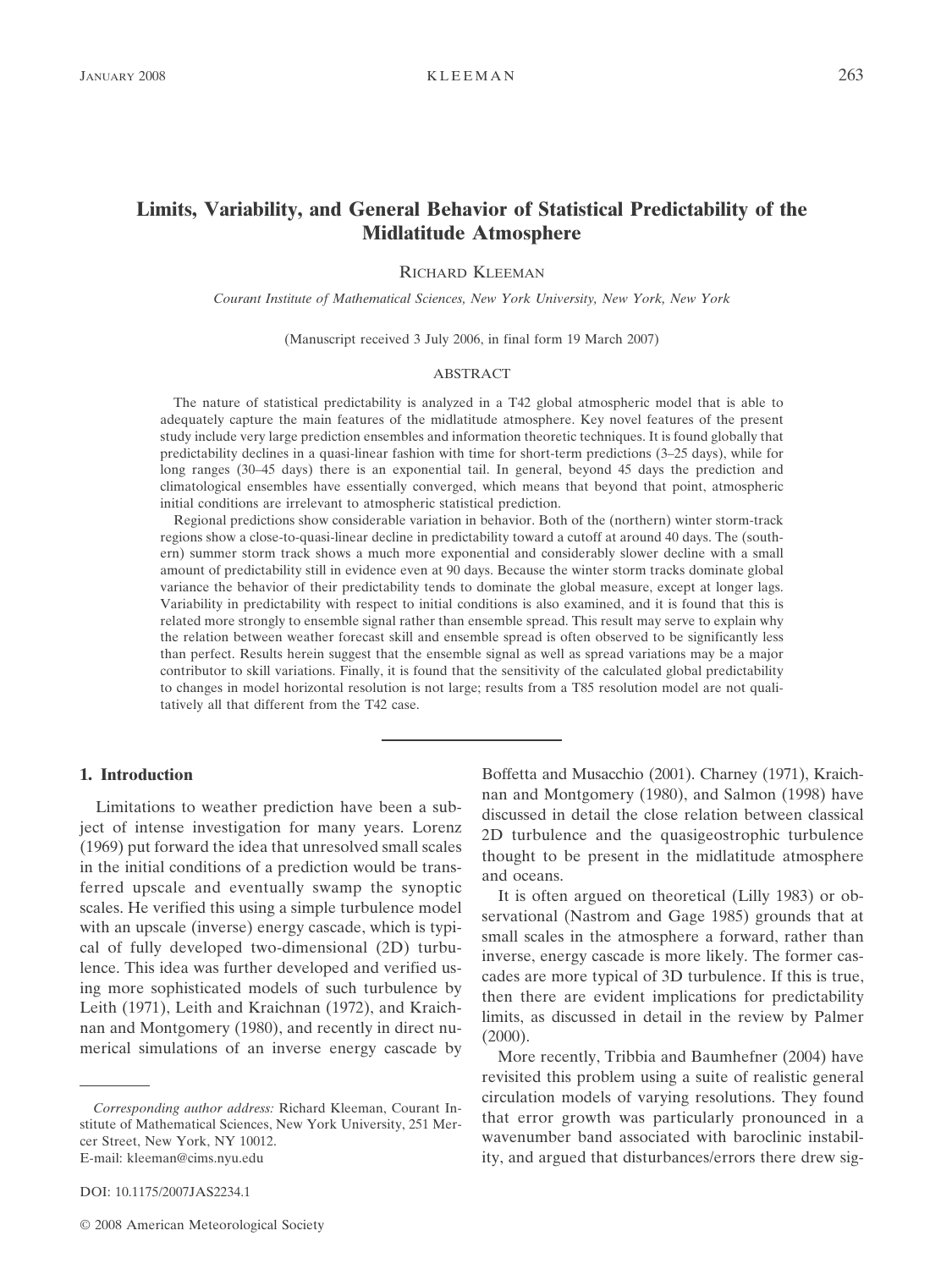# Limits, Variability, and General Behavior of Statistical Predictability of the Midlatitude Atmosphere

RICHARD KLEEMAN

*Courant Institute of Mathematical Sciences, New York University, New York, New York*

(Manuscript received 3 July 2006, in final form 19 March 2007)

## ABSTRACT

The nature of statistical predictability is analyzed in a T42 global atmospheric model that is able to adequately capture the main features of the midlatitude atmosphere. Key novel features of the present study include very large prediction ensembles and information theoretic techniques. It is found globally that predictability declines in a quasi-linear fashion with time for short-term predictions (3–25 days), while for long ranges (30–45 days) there is an exponential tail. In general, beyond 45 days the prediction and climatological ensembles have essentially converged, which means that beyond that point, atmospheric initial conditions are irrelevant to atmospheric statistical prediction.

Regional predictions show considerable variation in behavior. Both of the (northern) winter storm-track regions show a close-to-quasi-linear decline in predictability toward a cutoff at around 40 days. The (southern) summer storm track shows a much more exponential and considerably slower decline with a small amount of predictability still in evidence even at 90 days. Because the winter storm tracks dominate global variance the behavior of their predictability tends to dominate the global measure, except at longer lags. Variability in predictability with respect to initial conditions is also examined, and it is found that this is related more strongly to ensemble signal rather than ensemble spread. This result may serve to explain why the relation between weather forecast skill and ensemble spread is often observed to be significantly less than perfect. Results herein suggest that the ensemble signal as well as spread variations may be a major contributor to skill variations. Finally, it is found that the sensitivity of the calculated global predictability to changes in model horizontal resolution is not large; results from a T85 resolution model are not qualitatively all that different from the T42 case.

## 1. Introduction

Limitations to weather prediction have been a subject of intense investigation for many years. Lorenz (1969) put forward the idea that unresolved small scales in the initial conditions of a prediction would be transferred upscale and eventually swamp the synoptic scales. He verified this using a simple turbulence model with an upscale (inverse) energy cascade, which is typical of fully developed two-dimensional (2D) turbulence. This idea was further developed and verified using more sophisticated models of such turbulence by Leith (1971), Leith and Kraichnan (1972), and Kraichnan and Montgomery (1980), and recently in direct numerical simulations of an inverse energy cascade by Boffetta and Musacchio (2001). Charney (1971), Kraichnan and Montgomery (1980), and Salmon (1998) have discussed in detail the close relation between classical 2D turbulence and the quasigeostrophic turbulence thought to be present in the midlatitude atmosphere and oceans.

It is often argued on theoretical (Lilly 1983) or observational (Nastrom and Gage 1985) grounds that at small scales in the atmosphere a forward, rather than inverse, energy cascade is more likely. The former cascades are more typical of 3D turbulence. If this is true, then there are evident implications for predictability limits, as discussed in detail in the review by Palmer (2000).

More recently, Tribbia and Baumhefner (2004) have revisited this problem using a suite of realistic general circulation models of varying resolutions. They found that error growth was particularly pronounced in a wavenumber band associated with baroclinic instability, and argued that disturbances/errors there drew sig-

*Corresponding author address:* Richard Kleeman, Courant Institute of Mathematical Sciences, New York University, 251 Mercer Street, New York, NY 10012.
E-mail: kleeman@cims.nyu.edu

DOI: 10.1175/2007JAS2234.1

© 2008 American Meteorological Society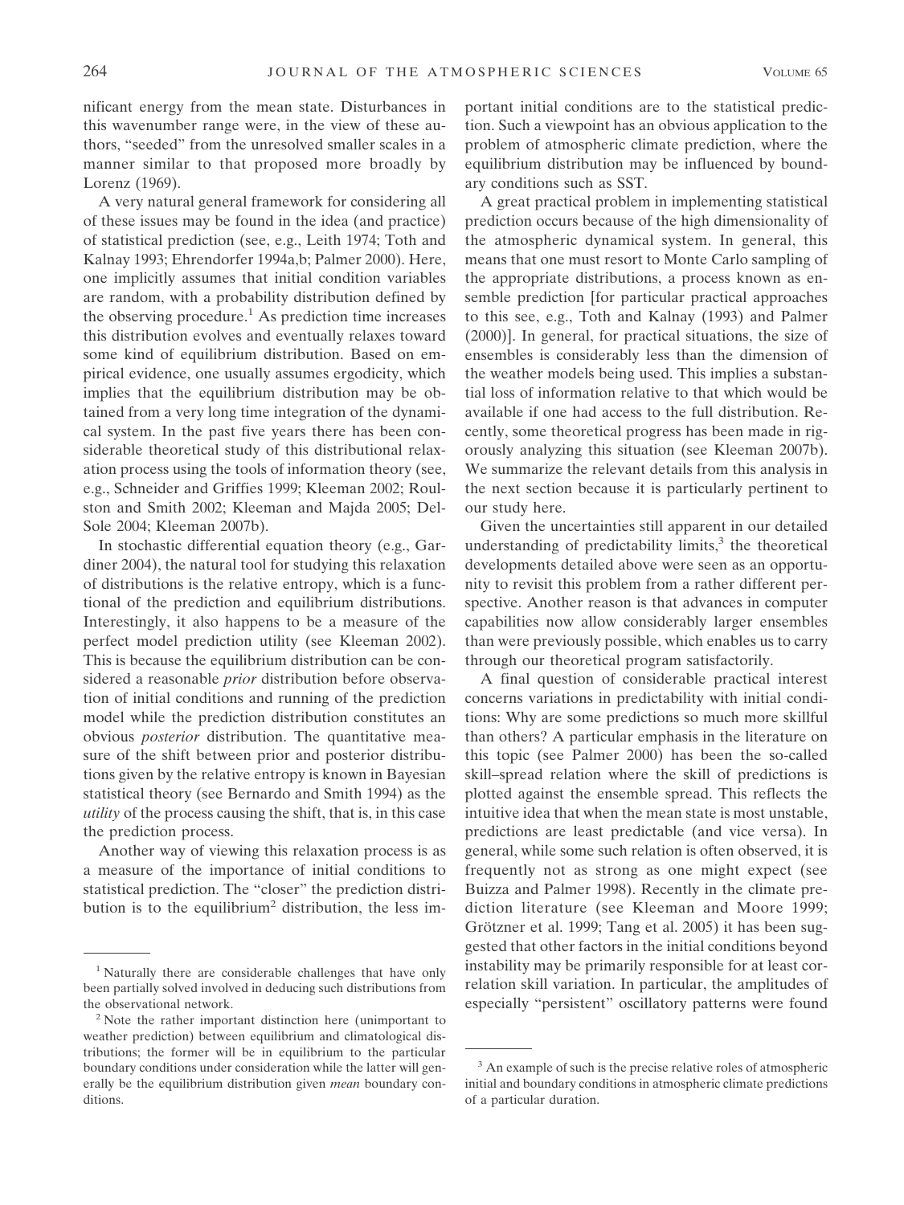nificant energy from the mean state. Disturbances in this wavenumber range were, in the view of these authors, "seeded" from the unresolved smaller scales in a manner similar to that proposed more broadly by Lorenz (1969).

A very natural general framework for considering all of these issues may be found in the idea (and practice) of statistical prediction (see, e.g., Leith 1974; Toth and Kalnay 1993; Ehrendorfer 1994a,b; Palmer 2000). Here, one implicitly assumes that initial condition variables are random, with a probability distribution defined by the observing procedure.[1] As prediction time increases this distribution evolves and eventually relaxes toward some kind of equilibrium distribution. Based on empirical evidence, one usually assumes ergodicity, which implies that the equilibrium distribution may be obtained from a very long time integration of the dynamical system. In the past five years there has been considerable theoretical study of this distributional relaxation process using the tools of information theory (see, e.g., Schneider and Griffies 1999; Kleeman 2002; Roulston and Smith 2002; Kleeman and Majda 2005; DelSole 2004; Kleeman 2007b).

In stochastic differential equation theory (e.g., Gardiner 2004), the natural tool for studying this relaxation of distributions is the relative entropy, which is a functional of the prediction and equilibrium distributions. Interestingly, it also happens to be a measure of the perfect model prediction utility (see Kleeman 2002). This is because the equilibrium distribution can be considered a reasonable *prior* distribution before observation of initial conditions and running of the prediction model while the prediction distribution constitutes an obvious *posterior* distribution. The quantitative measure of the shift between prior and posterior distributions given by the relative entropy is known in Bayesian statistical theory (see Bernardo and Smith 1994) as the *utility* of the process causing the shift, that is, in this case the prediction process.

Another way of viewing this relaxation process is as a measure of the importance of initial conditions to statistical prediction. The "closer" the prediction distribution is to the equilibrium[2] distribution, the less important initial conditions are to the statistical prediction. Such a viewpoint has an obvious application to the problem of atmospheric climate prediction, where the equilibrium distribution may be influenced by boundary conditions such as SST.

A great practical problem in implementing statistical prediction occurs because of the high dimensionality of the atmospheric dynamical system. In general, this means that one must resort to Monte Carlo sampling of the appropriate distributions, a process known as ensemble prediction [for particular practical approaches to this see, e.g., Toth and Kalnay (1993) and Palmer (2000)]. In general, for practical situations, the size of ensembles is considerably less than the dimension of the weather models being used. This implies a substantial loss of information relative to that which would be available if one had access to the full distribution. Recently, some theoretical progress has been made in rigorously analyzing this situation (see Kleeman 2007b). We summarize the relevant details from this analysis in the next section because it is particularly pertinent to our study here.

Given the uncertainties still apparent in our detailed understanding of predictability limits,[3] the theoretical developments detailed above were seen as an opportunity to revisit this problem from a rather different perspective. Another reason is that advances in computer capabilities now allow considerably larger ensembles than were previously possible, which enables us to carry through our theoretical program satisfactorily.

A final question of considerable practical interest concerns variations in predictability with initial conditions: Why are some predictions so much more skillful than others? A particular emphasis in the literature on this topic (see Palmer 2000) has been the so-called skill–spread relation where the skill of predictions is plotted against the ensemble spread. This reflects the intuitive idea that when the mean state is most unstable, predictions are least predictable (and vice versa). In general, while some such relation is often observed, it is frequently not as strong as one might expect (see Buizza and Palmer 1998). Recently in the climate prediction literature (see Kleeman and Moore 1999; Grötzner et al. 1999; Tang et al. 2005) it has been suggested that other factors in the initial conditions beyond instability may be primarily responsible for at least correlation skill variation. In particular, the amplitudes of especially "persistent" oscillatory patterns were found

[1] Naturally there are considerable challenges that have only been partially solved involved in deducing such distributions from the observational network.

[2] Note the rather important distinction here (unimportant to weather prediction) between equilibrium and climatological distributions; the former will be in equilibrium to the particular boundary conditions under consideration while the latter will generally be the equilibrium distribution given *mean* boundary conditions.

[3] An example of such is the precise relative roles of atmospheric initial and boundary conditions in atmospheric climate predictions of a particular duration.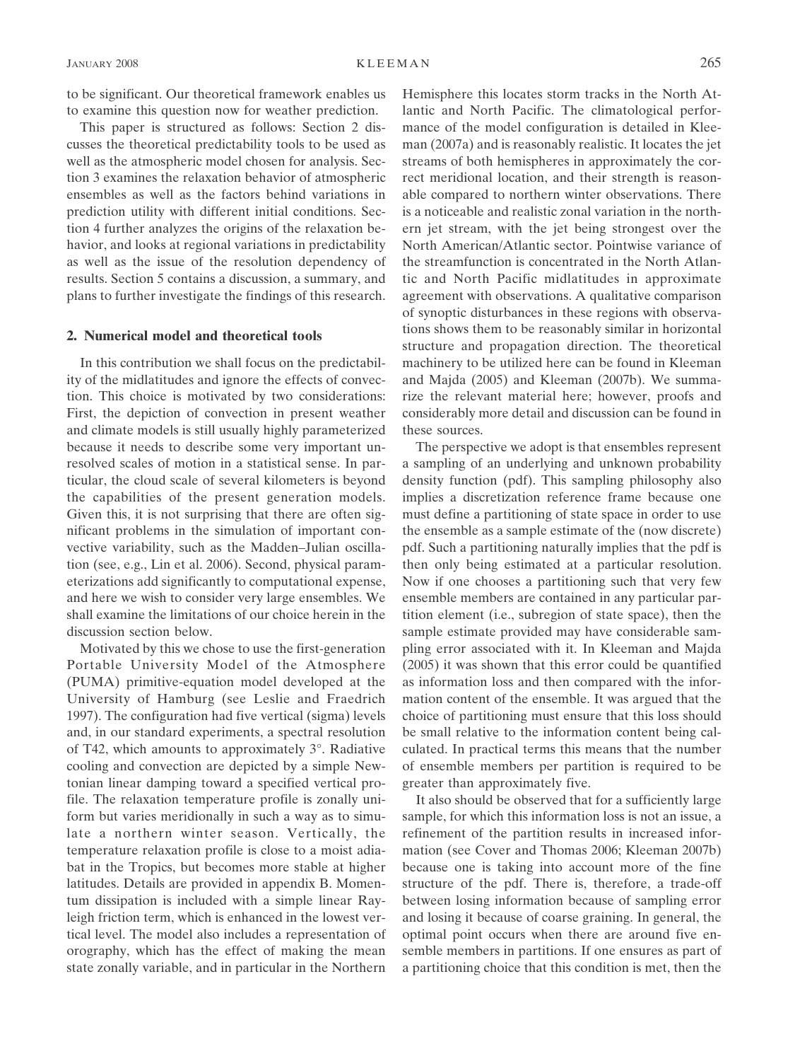to be significant. Our theoretical framework enables us to examine this question now for weather prediction.

This paper is structured as follows: Section 2 discusses the theoretical predictability tools to be used as well as the atmospheric model chosen for analysis. Section 3 examines the relaxation behavior of atmospheric ensembles as well as the factors behind variations in prediction utility with different initial conditions. Section 4 further analyzes the origins of the relaxation behavior, and looks at regional variations in predictability as well as the issue of the resolution dependency of results. Section 5 contains a discussion, a summary, and plans to further investigate the findings of this research.

## 2. Numerical model and theoretical tools

In this contribution we shall focus on the predictability of the midlatitudes and ignore the effects of convection. This choice is motivated by two considerations: First, the depiction of convection in present weather and climate models is still usually highly parameterized because it needs to describe some very important unresolved scales of motion in a statistical sense. In particular, the cloud scale of several kilometers is beyond the capabilities of the present generation models. Given this, it is not surprising that there are often significant problems in the simulation of important convective variability, such as the Madden–Julian oscillation (see, e.g., Lin et al. 2006). Second, physical parameterizations add significantly to computational expense, and here we wish to consider very large ensembles. We shall examine the limitations of our choice herein in the discussion section below.

Motivated by this we chose to use the first-generation Portable University Model of the Atmosphere (PUMA) primitive-equation model developed at the University of Hamburg (see Leslie and Fraedrich 1997). The configuration had five vertical (sigma) levels and, in our standard experiments, a spectral resolution of T42, which amounts to approximately 3°. Radiative cooling and convection are depicted by a simple Newtonian linear damping toward a specified vertical profile. The relaxation temperature profile is zonally uniform but varies meridionally in such a way as to simulate a northern winter season. Vertically, the temperature relaxation profile is close to a moist adiabat in the Tropics, but becomes more stable at higher latitudes. Details are provided in appendix B. Momentum dissipation is included with a simple linear Rayleigh friction term, which is enhanced in the lowest vertical level. The model also includes a representation of orography, which has the effect of making the mean state zonally variable, and in particular in the Northern Hemisphere this locates storm tracks in the North Atlantic and North Pacific. The climatological performance of the model configuration is detailed in Kleeman (2007a) and is reasonably realistic. It locates the jet streams of both hemispheres in approximately the correct meridional location, and their strength is reasonable compared to northern winter observations. There is a noticeable and realistic zonal variation in the northern jet stream, with the jet being strongest over the North American/Atlantic sector. Pointwise variance of the streamfunction is concentrated in the North Atlantic and North Pacific midlatitudes in approximate agreement with observations. A qualitative comparison of synoptic disturbances in these regions with observations shows them to be reasonably similar in horizontal structure and propagation direction. The theoretical machinery to be utilized here can be found in Kleeman and Majda (2005) and Kleeman (2007b). We summarize the relevant material here; however, proofs and considerably more detail and discussion can be found in these sources.

The perspective we adopt is that ensembles represent a sampling of an underlying and unknown probability density function (pdf). This sampling philosophy also implies a discretization reference frame because one must define a partitioning of state space in order to use the ensemble as a sample estimate of the (now discrete) pdf. Such a partitioning naturally implies that the pdf is then only being estimated at a particular resolution. Now if one chooses a partitioning such that very few ensemble members are contained in any particular partition element (i.e., subregion of state space), then the sample estimate provided may have considerable sampling error associated with it. In Kleeman and Majda (2005) it was shown that this error could be quantified as information loss and then compared with the information content of the ensemble. It was argued that the choice of partitioning must ensure that this loss should be small relative to the information content being calculated. In practical terms this means that the number of ensemble members per partition is required to be greater than approximately five.

It also should be observed that for a sufficiently large sample, for which this information loss is not an issue, a refinement of the partition results in increased information (see Cover and Thomas 2006; Kleeman 2007b) because one is taking into account more of the fine structure of the pdf. There is, therefore, a trade-off between losing information because of sampling error and losing it because of coarse graining. In general, the optimal point occurs when there are around five ensemble members in partitions. If one ensures as part of a partitioning choice that this condition is met, then the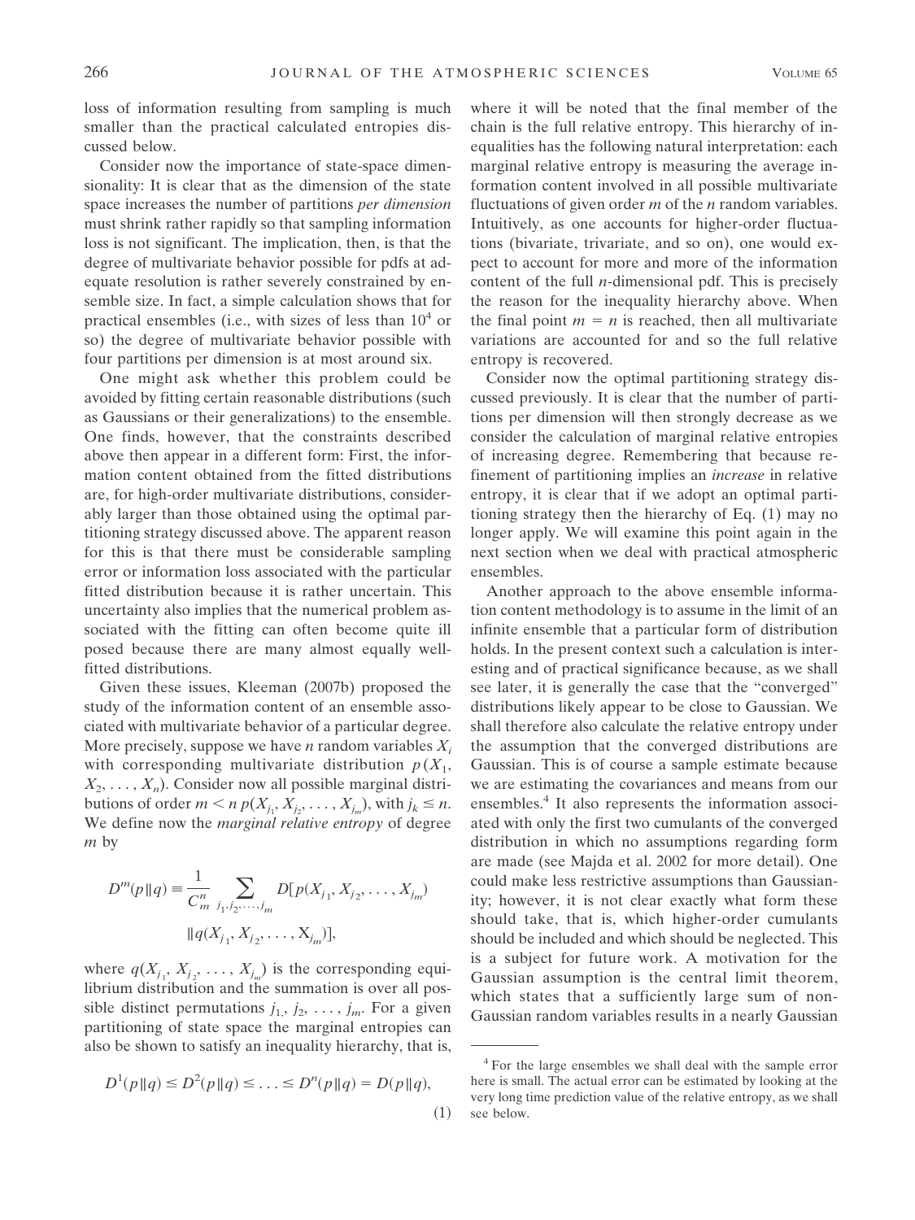loss of information resulting from sampling is much smaller than the practical calculated entropies discussed below.

Consider now the importance of state-space dimensionality: It is clear that as the dimension of the state space increases the number of partitions *per dimension* must shrink rather rapidly so that sampling information loss is not significant. The implication, then, is that the degree of multivariate behavior possible for pdfs at adequate resolution is rather severely constrained by ensemble size. In fact, a simple calculation shows that for practical ensembles (i.e., with sizes of less than $10^4$ or so) the degree of multivariate behavior possible with four partitions per dimension is at most around six.

One might ask whether this problem could be avoided by fitting certain reasonable distributions (such as Gaussians or their generalizations) to the ensemble. One finds, however, that the constraints described above then appear in a different form: First, the information content obtained from the fitted distributions are, for high-order multivariate distributions, considerably larger than those obtained using the optimal partitioning strategy discussed above. The apparent reason for this is that there must be considerable sampling error or information loss associated with the particular fitted distribution because it is rather uncertain. This uncertainty also implies that the numerical problem associated with the fitting can often become quite ill posed because there are many almost equally well-fitted distributions.

Given these issues, Kleeman (2007b) proposed the study of the information content of an ensemble associated with multivariate behavior of a particular degree. More precisely, suppose we have $n$ random variables $X_i$ with corresponding multivariate distribution $p(X_1, X_2, \ldots, X_n)$. Consider now all possible marginal distributions of order $m < n$ $p(X_{j_1}, X_{j_2}, \ldots, X_{j_m})$, with $j_k \leq n$. We define now the *marginal relative entropy* of degree $m$ by

$$D^m(p\|q) \equiv \frac{1}{C_m^n} \sum_{j_1, j_2, \ldots, j_m} D[p(X_{j_1}, X_{j_2}, \ldots, X_{j_m}) \|q(X_{j_1}, X_{j_2}, \ldots, X_{j_m})],$$

where $q(X_{j_1}, X_{j_2}, \ldots, X_{j_m})$ is the corresponding equilibrium distribution and the summation is over all possible distinct permutations $j_1, j_2, \ldots, j_m$. For a given partitioning of state space the marginal entropies can also be shown to satisfy an inequality hierarchy, that is,

$$D^1(p\|q) \leq D^2(p\|q) \leq \ldots \leq D^n(p\|q) = D(p\|q), \tag{1}$$

where it will be noted that the final member of the chain is the full relative entropy. This hierarchy of inequalities has the following natural interpretation: each marginal relative entropy is measuring the average information content involved in all possible multivariate fluctuations of given order $m$ of the $n$ random variables. Intuitively, as one accounts for higher-order fluctuations (bivariate, trivariate, and so on), one would expect to account for more and more of the information content of the full $n$-dimensional pdf. This is precisely the reason for the inequality hierarchy above. When the final point $m = n$ is reached, then all multivariate variations are accounted for and so the full relative entropy is recovered.

Consider now the optimal partitioning strategy discussed previously. It is clear that the number of partitions per dimension will then strongly decrease as we consider the calculation of marginal relative entropies of increasing degree. Remembering that because refinement of partitioning implies an *increase* in relative entropy, it is clear that if we adopt an optimal partitioning strategy then the hierarchy of Eq. (1) may no longer apply. We will examine this point again in the next section when we deal with practical atmospheric ensembles.

Another approach to the above ensemble information content methodology is to assume in the limit of an infinite ensemble that a particular form of distribution holds. In the present context such a calculation is interesting and of practical significance because, as we shall see later, it is generally the case that the "converged" distributions likely appear to be close to Gaussian. We shall therefore also calculate the relative entropy under the assumption that the converged distributions are Gaussian. This is of course a sample estimate because we are estimating the covariances and means from our ensembles.[4] It also represents the information associated with only the first two cumulants of the converged distribution in which no assumptions regarding form are made (see Majda et al. 2002 for more detail). One could make less restrictive assumptions than Gaussianity; however, it is not clear exactly what form these should take, that is, which higher-order cumulants should be included and which should be neglected. This is a subject for future work. A motivation for the Gaussian assumption is the central limit theorem, which states that a sufficiently large sum of non-Gaussian random variables results in a nearly Gaussian

[4] For the large ensembles we shall deal with the sample error here is small. The actual error can be estimated by looking at the very long time prediction value of the relative entropy, as we shall see below.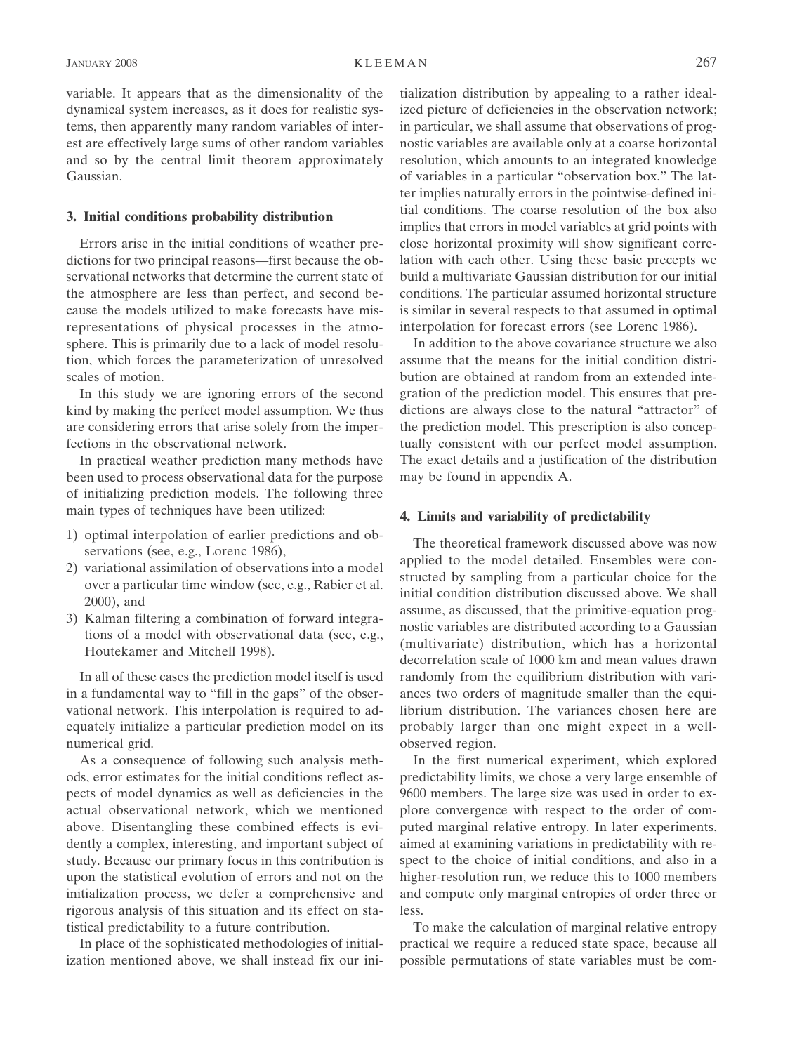variable. It appears that as the dimensionality of the dynamical system increases, as it does for realistic systems, then apparently many random variables of interest are effectively large sums of other random variables and so by the central limit theorem approximately Gaussian.

## 3. Initial conditions probability distribution

Errors arise in the initial conditions of weather predictions for two principal reasons—first because the observational networks that determine the current state of the atmosphere are less than perfect, and second because the models utilized to make forecasts have misrepresentations of physical processes in the atmosphere. This is primarily due to a lack of model resolution, which forces the parameterization of unresolved scales of motion.

In this study we are ignoring errors of the second kind by making the perfect model assumption. We thus are considering errors that arise solely from the imperfections in the observational network.

In practical weather prediction many methods have been used to process observational data for the purpose of initializing prediction models. The following three main types of techniques have been utilized:

1) optimal interpolation of earlier predictions and observations (see, e.g., Lorenc 1986),
2) variational assimilation of observations into a model over a particular time window (see, e.g., Rabier et al. 2000), and
3) Kalman filtering a combination of forward integrations of a model with observational data (see, e.g., Houtekamer and Mitchell 1998).

In all of these cases the prediction model itself is used in a fundamental way to "fill in the gaps" of the observational network. This interpolation is required to adequately initialize a particular prediction model on its numerical grid.

As a consequence of following such analysis methods, error estimates for the initial conditions reflect aspects of model dynamics as well as deficiencies in the actual observational network, which we mentioned above. Disentangling these combined effects is evidently a complex, interesting, and important subject of study. Because our primary focus in this contribution is upon the statistical evolution of errors and not on the initialization process, we defer a comprehensive and rigorous analysis of this situation and its effect on statistical predictability to a future contribution.

In place of the sophisticated methodologies of initialization mentioned above, we shall instead fix our initialization distribution by appealing to a rather idealized picture of deficiencies in the observation network; in particular, we shall assume that observations of prognostic variables are available only at a coarse horizontal resolution, which amounts to an integrated knowledge of variables in a particular "observation box." The latter implies naturally errors in the pointwise-defined initial conditions. The coarse resolution of the box also implies that errors in model variables at grid points with close horizontal proximity will show significant correlation with each other. Using these basic precepts we build a multivariate Gaussian distribution for our initial conditions. The particular assumed horizontal structure is similar in several respects to that assumed in optimal interpolation for forecast errors (see Lorenc 1986).

In addition to the above covariance structure we also assume that the means for the initial condition distribution are obtained at random from an extended integration of the prediction model. This ensures that predictions are always close to the natural "attractor" of the prediction model. This prescription is also conceptually consistent with our perfect model assumption. The exact details and a justification of the distribution may be found in appendix A.

## 4. Limits and variability of predictability

The theoretical framework discussed above was now applied to the model detailed. Ensembles were constructed by sampling from a particular choice for the initial condition distribution discussed above. We shall assume, as discussed, that the primitive-equation prognostic variables are distributed according to a Gaussian (multivariate) distribution, which has a horizontal decorrelation scale of 1000 km and mean values drawn randomly from the equilibrium distribution with variances two orders of magnitude smaller than the equilibrium distribution. The variances chosen here are probably larger than one might expect in a well-observed region.

In the first numerical experiment, which explored predictability limits, we chose a very large ensemble of 9600 members. The large size was used in order to explore convergence with respect to the order of computed marginal relative entropy. In later experiments, aimed at examining variations in predictability with respect to the choice of initial conditions, and also in a higher-resolution run, we reduce this to 1000 members and compute only marginal entropies of order three or less.

To make the calculation of marginal relative entropy practical we require a reduced state space, because all possible permutations of state variables must be com-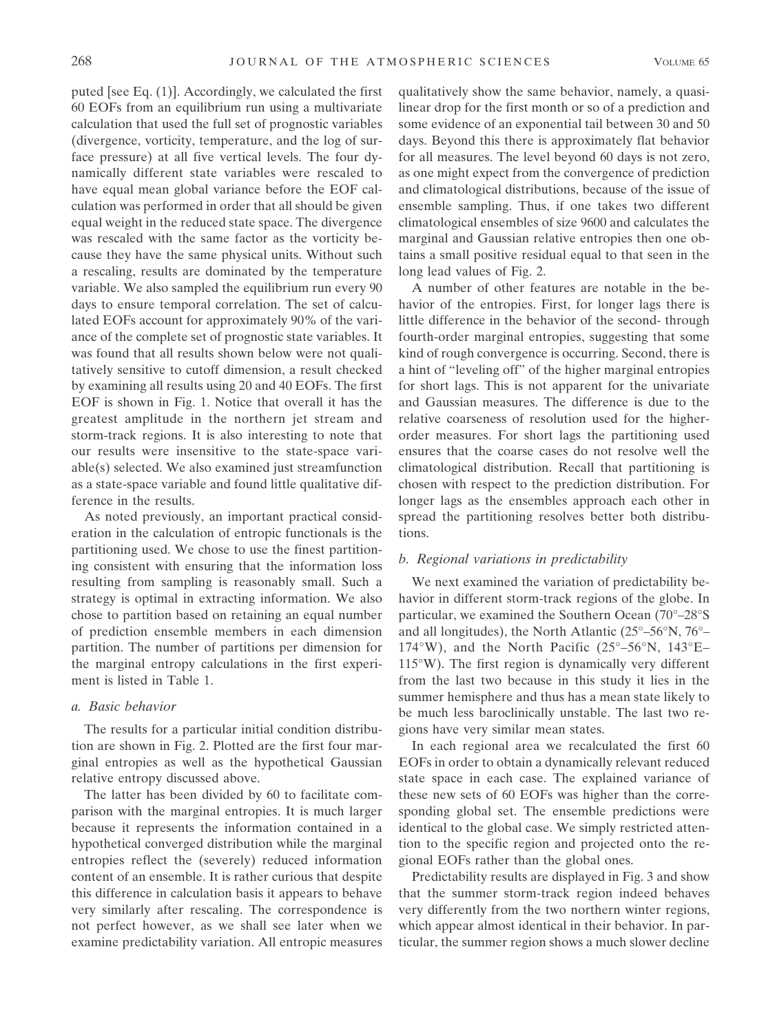puted [see Eq. (1)]. Accordingly, we calculated the first 60 EOFs from an equilibrium run using a multivariate calculation that used the full set of prognostic variables (divergence, vorticity, temperature, and the log of surface pressure) at all five vertical levels. The four dynamically different state variables were rescaled to have equal mean global variance before the EOF calculation was performed in order that all should be given equal weight in the reduced state space. The divergence was rescaled with the same factor as the vorticity because they have the same physical units. Without such a rescaling, results are dominated by the temperature variable. We also sampled the equilibrium run every 90 days to ensure temporal correlation. The set of calculated EOFs account for approximately 90% of the variance of the complete set of prognostic state variables. It was found that all results shown below were not qualitatively sensitive to cutoff dimension, a result checked by examining all results using 20 and 40 EOFs. The first EOF is shown in Fig. 1. Notice that overall it has the greatest amplitude in the northern jet stream and storm-track regions. It is also interesting to note that our results were insensitive to the state-space variable(s) selected. We also examined just streamfunction as a state-space variable and found little qualitative difference in the results.

As noted previously, an important practical consideration in the calculation of entropic functionals is the partitioning used. We chose to use the finest partitioning consistent with ensuring that the information loss resulting from sampling is reasonably small. Such a strategy is optimal in extracting information. We also chose to partition based on retaining an equal number of prediction ensemble members in each dimension partition. The number of partitions per dimension for the marginal entropy calculations in the first experiment is listed in Table 1.

### *a. Basic behavior*

The results for a particular initial condition distribution are shown in Fig. 2. Plotted are the first four marginal entropies as well as the hypothetical Gaussian relative entropy discussed above.

The latter has been divided by 60 to facilitate comparison with the marginal entropies. It is much larger because it represents the information contained in a hypothetical converged distribution while the marginal entropies reflect the (severely) reduced information content of an ensemble. It is rather curious that despite this difference in calculation basis it appears to behave very similarly after rescaling. The correspondence is not perfect however, as we shall see later when we examine predictability variation. All entropic measures qualitatively show the same behavior, namely, a quasi-linear drop for the first month or so of a prediction and some evidence of an exponential tail between 30 and 50 days. Beyond this there is approximately flat behavior for all measures. The level beyond 60 days is not zero, as one might expect from the convergence of prediction and climatological distributions, because of the issue of ensemble sampling. Thus, if one takes two different climatological ensembles of size 9600 and calculates the marginal and Gaussian relative entropies then one obtains a small positive residual equal to that seen in the long lead values of Fig. 2.

A number of other features are notable in the behavior of the entropies. First, for longer lags there is little difference in the behavior of the second- through fourth-order marginal entropies, suggesting that some kind of rough convergence is occurring. Second, there is a hint of "leveling off" of the higher marginal entropies for short lags. This is not apparent for the univariate and Gaussian measures. The difference is due to the relative coarseness of resolution used for the higher-order measures. For short lags the partitioning used ensures that the coarse cases do not resolve well the climatological distribution. Recall that partitioning is chosen with respect to the prediction distribution. For longer lags as the ensembles approach each other in spread the partitioning resolves better both distributions.

### *b. Regional variations in predictability*

We next examined the variation of predictability behavior in different storm-track regions of the globe. In particular, we examined the Southern Ocean (70°–28°S and all longitudes), the North Atlantic (25°–56°N, 76°–174°W), and the North Pacific (25°–56°N, 143°E–115°W). The first region is dynamically very different from the last two because in this study it lies in the summer hemisphere and thus has a mean state likely to be much less baroclinically unstable. The last two regions have very similar mean states.

In each regional area we recalculated the first 60 EOFs in order to obtain a dynamically relevant reduced state space in each case. The explained variance of these new sets of 60 EOFs was higher than the corresponding global set. The ensemble predictions were identical to the global case. We simply restricted attention to the specific region and projected onto the regional EOFs rather than the global ones.

Predictability results are displayed in Fig. 3 and show that the summer storm-track region indeed behaves very differently from the two northern winter regions, which appear almost identical in their behavior. In particular, the summer region shows a much slower decline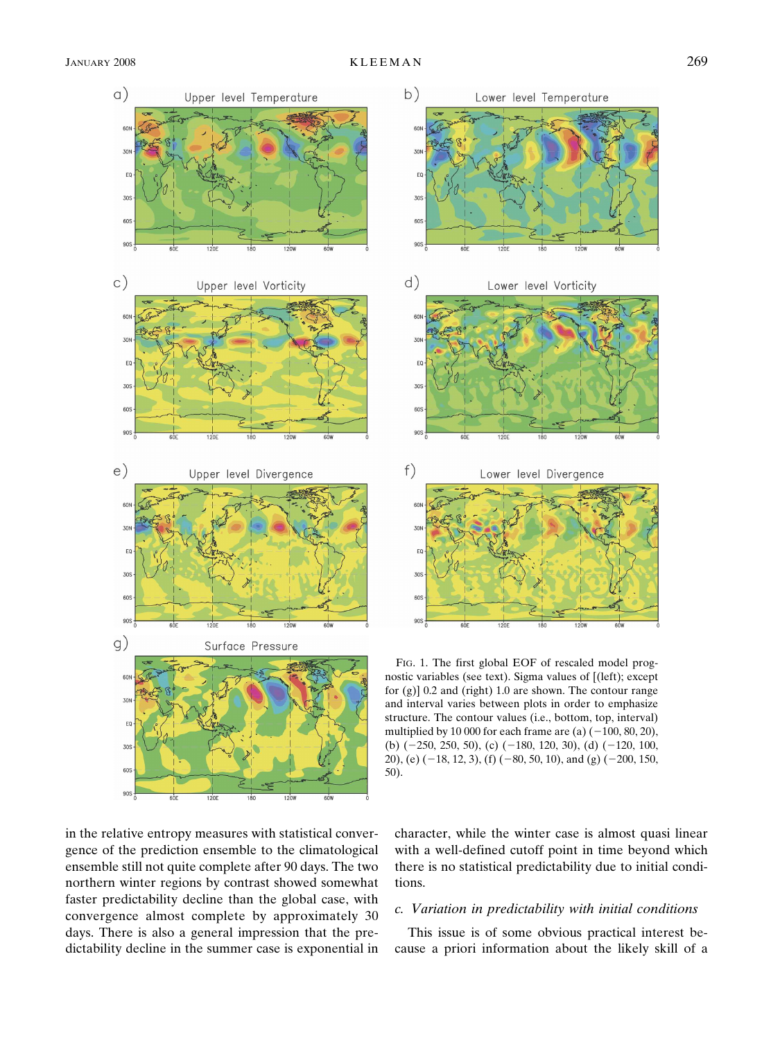FIG. 1. The first global EOF of rescaled model prognostic variables (see text). Sigma values of [(left); except for (g)] 0.2 and (right) 1.0 are shown. The contour range and interval varies between plots in order to emphasize structure. The contour values (i.e., bottom, top, interval) multiplied by 10 000 for each frame are (a) (−100, 80, 20), (b) (−250, 250, 50), (c) (−180, 120, 30), (d) (−120, 100, 20), (e) (−18, 12, 3), (f) (−80, 50, 10), and (g) (−200, 150, 50).

in the relative entropy measures with statistical convergence of the prediction ensemble to the climatological ensemble still not quite complete after 90 days. The two northern winter regions by contrast showed somewhat faster predictability decline than the global case, with convergence almost complete by approximately 30 days. There is also a general impression that the predictability decline in the summer case is exponential in character, while the winter case is almost quasi linear with a well-defined cutoff point in time beyond which there is no statistical predictability due to initial conditions.

### *c. Variation in predictability with initial conditions*

This issue is of some obvious practical interest because a priori information about the likely skill of a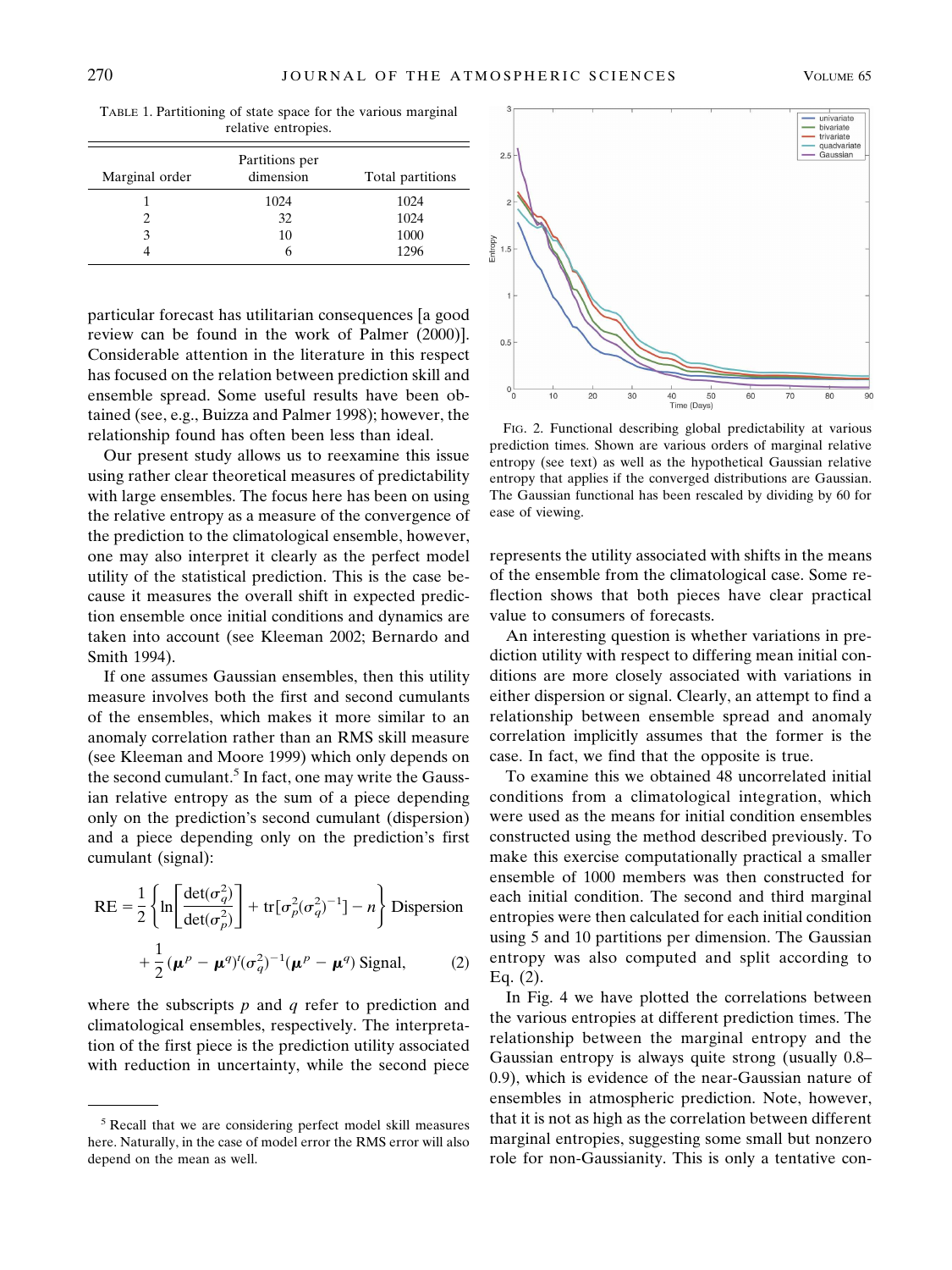TABLE 1. Partitioning of state space for the various marginal relative entropies.

| Marginal order | Partitions per dimension | Total partitions |
|---|---|---|
| 1 | 1024 | 1024 |
| 2 | 32 | 1024 |
| 3 | 10 | 1000 |
| 4 | 6 | 1296 |

particular forecast has utilitarian consequences [a good review can be found in the work of Palmer (2000)]. Considerable attention in the literature in this respect has focused on the relation between prediction skill and ensemble spread. Some useful results have been obtained (see, e.g., Buizza and Palmer 1998); however, the relationship found has often been less than ideal.

Our present study allows us to reexamine this issue using rather clear theoretical measures of predictability with large ensembles. The focus here has been on using the relative entropy as a measure of the convergence of the prediction to the climatological ensemble, however, one may also interpret it clearly as the perfect model utility of the statistical prediction. This is the case because it measures the overall shift in expected prediction ensemble once initial conditions and dynamics are taken into account (see Kleeman 2002; Bernardo and Smith 1994).

If one assumes Gaussian ensembles, then this utility measure involves both the first and second cumulants of the ensembles, which makes it more similar to an anomaly correlation rather than an RMS skill measure (see Kleeman and Moore 1999) which only depends on the second cumulant.[5] In fact, one may write the Gaussian relative entropy as the sum of a piece depending only on the prediction's second cumulant (dispersion) and a piece depending only on the prediction's first cumulant (signal):

$$\mathrm{RE} = \frac{1}{2}\left\{\ln\left[\frac{\det(\sigma_q^2)}{\det(\sigma_p^2)}\right] + \mathrm{tr}[\sigma_p^2(\sigma_q^2)^{-1}] - n\right\} \text{ Dispersion} + \frac{1}{2}(\boldsymbol{\mu}^p - \boldsymbol{\mu}^q)^t(\sigma_q^2)^{-1}(\boldsymbol{\mu}^p - \boldsymbol{\mu}^q) \text{ Signal}, \qquad (2)$$

where the subscripts $p$ and $q$ refer to prediction and climatological ensembles, respectively. The interpretation of the first piece is the prediction utility associated with reduction in uncertainty, while the second piece represents the utility associated with shifts in the means of the ensemble from the climatological case. Some reflection shows that both pieces have clear practical value to consumers of forecasts.

[5] Recall that we are considering perfect model skill measures here. Naturally, in the case of model error the RMS error will also depend on the mean as well.

FIG. 2. Functional describing global predictability at various prediction times. Shown are various orders of marginal relative entropy (see text) as well as the hypothetical Gaussian relative entropy that applies if the converged distributions are Gaussian. The Gaussian functional has been rescaled by dividing by 60 for ease of viewing.

An interesting question is whether variations in prediction utility with respect to differing mean initial conditions are more closely associated with variations in either dispersion or signal. Clearly, an attempt to find a relationship between ensemble spread and anomaly correlation implicitly assumes that the former is the case. In fact, we find that the opposite is true.

To examine this we obtained 48 uncorrelated initial conditions from a climatological integration, which were used as the means for initial condition ensembles constructed using the method described previously. To make this exercise computationally practical a smaller ensemble of 1000 members was then constructed for each initial condition. The second and third marginal entropies were then calculated for each initial condition using 5 and 10 partitions per dimension. The Gaussian entropy was also computed and split according to Eq. (2).

In Fig. 4 we have plotted the correlations between the various entropies at different prediction times. The relationship between the marginal entropy and the Gaussian entropy is always quite strong (usually 0.8–0.9), which is evidence of the near-Gaussian nature of ensembles in atmospheric prediction. Note, however, that it is not as high as the correlation between different marginal entropies, suggesting some small but nonzero role for non-Gaussianity. This is only a tentative con-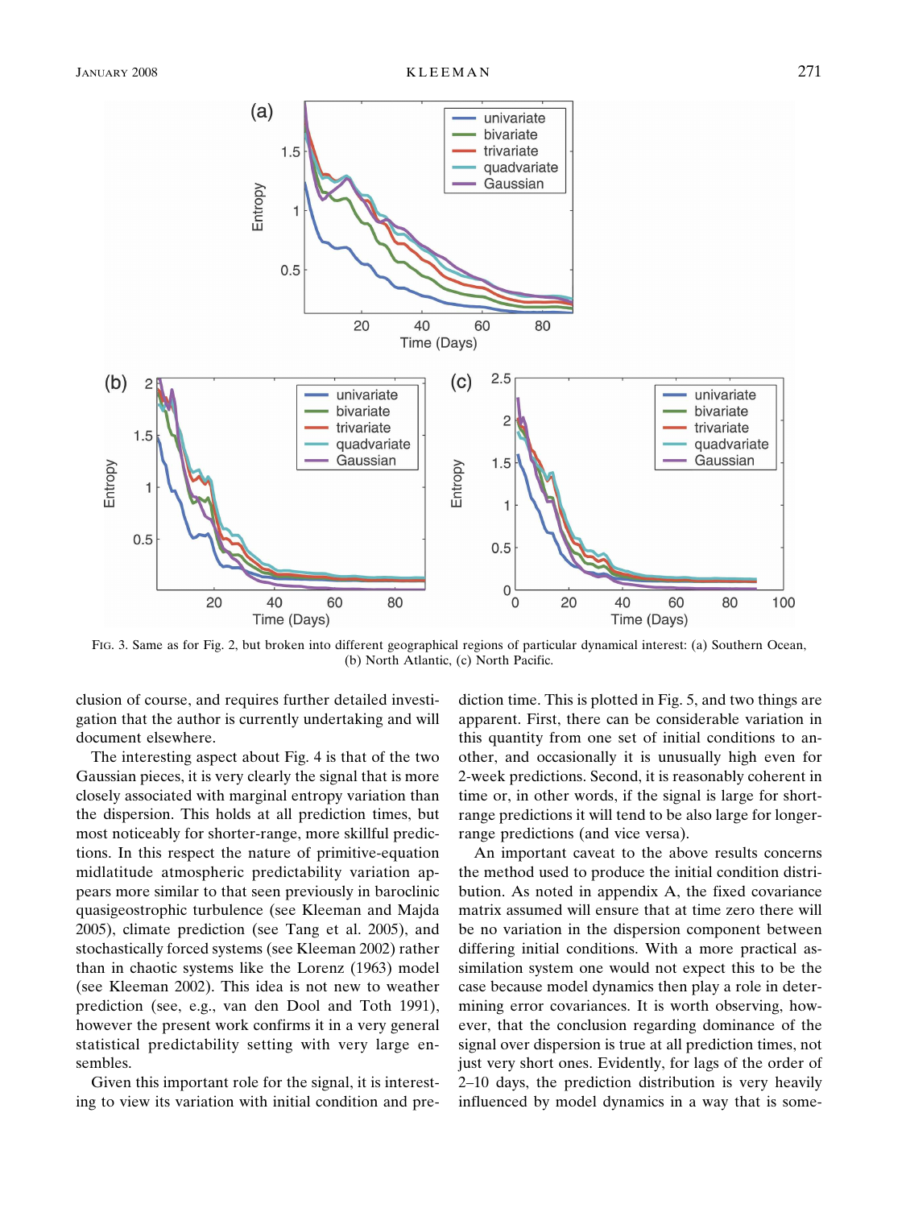FIG. 3. Same as for Fig. 2, but broken into different geographical regions of particular dynamical interest: (a) Southern Ocean, (b) North Atlantic, (c) North Pacific.

clusion of course, and requires further detailed investigation that the author is currently undertaking and will document elsewhere.

The interesting aspect about Fig. 4 is that of the two Gaussian pieces, it is very clearly the signal that is more closely associated with marginal entropy variation than the dispersion. This holds at all prediction times, but most noticeably for shorter-range, more skillful predictions. In this respect the nature of primitive-equation midlatitude atmospheric predictability variation appears more similar to that seen previously in baroclinic quasigeostrophic turbulence (see Kleeman and Majda 2005), climate prediction (see Tang et al. 2005), and stochastically forced systems (see Kleeman 2002) rather than in chaotic systems like the Lorenz (1963) model (see Kleeman 2002). This idea is not new to weather prediction (see, e.g., van den Dool and Toth 1991), however the present work confirms it in a very general statistical predictability setting with very large ensembles.

Given this important role for the signal, it is interesting to view its variation with initial condition and prediction time. This is plotted in Fig. 5, and two things are apparent. First, there can be considerable variation in this quantity from one set of initial conditions to another, and occasionally it is unusually high even for 2-week predictions. Second, it is reasonably coherent in time or, in other words, if the signal is large for short-range predictions it will tend to be also large for longer-range predictions (and vice versa).

An important caveat to the above results concerns the method used to produce the initial condition distribution. As noted in appendix A, the fixed covariance matrix assumed will ensure that at time zero there will be no variation in the dispersion component between differing initial conditions. With a more practical assimilation system one would not expect this to be the case because model dynamics then play a role in determining error covariances. It is worth observing, however, that the conclusion regarding dominance of the signal over dispersion is true at all prediction times, not just very short ones. Evidently, for lags of the order of 2–10 days, the prediction distribution is very heavily influenced by model dynamics in a way that is some-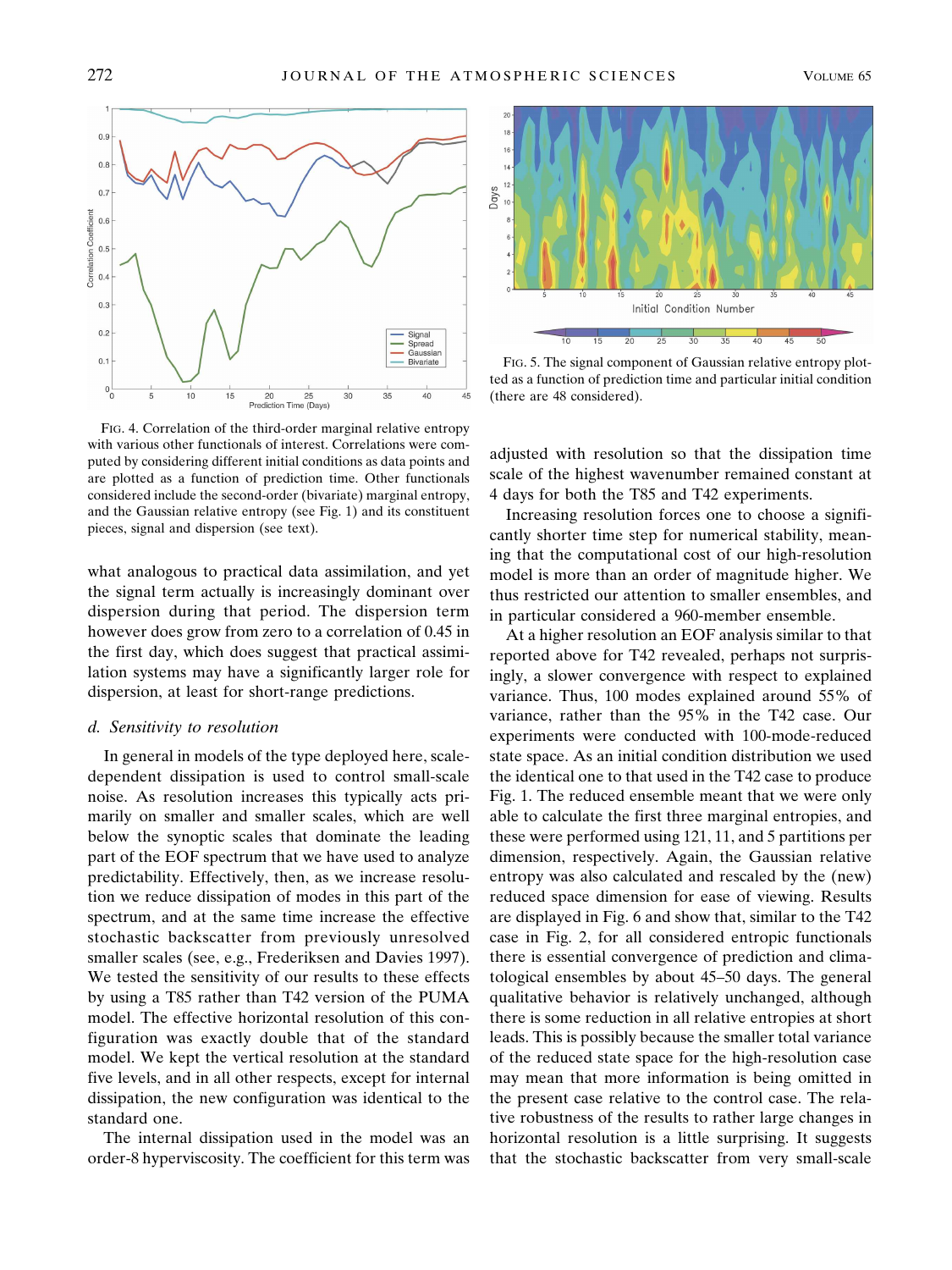FIG. 4. Correlation of the third-order marginal relative entropy with various other functionals of interest. Correlations were computed by considering different initial conditions as data points and are plotted as a function of prediction time. Other functionals considered include the second-order (bivariate) marginal entropy, and the Gaussian relative entropy (see Fig. 1) and its constituent pieces, signal and dispersion (see text).

FIG. 5. The signal component of Gaussian relative entropy plotted as a function of prediction time and particular initial condition (there are 48 considered).

what analogous to practical data assimilation, and yet the signal term actually is increasingly dominant over dispersion during that period. The dispersion term however does grow from zero to a correlation of 0.45 in the first day, which does suggest that practical assimilation systems may have a significantly larger role for dispersion, at least for short-range predictions.

### d. Sensitivity to resolution

In general in models of the type deployed here, scale-dependent dissipation is used to control small-scale noise. As resolution increases this typically acts primarily on smaller and smaller scales, which are well below the synoptic scales that dominate the leading part of the EOF spectrum that we have used to analyze predictability. Effectively, then, as we increase resolution we reduce dissipation of modes in this part of the spectrum, and at the same time increase the effective stochastic backscatter from previously unresolved smaller scales (see, e.g., Frederiksen and Davies 1997). We tested the sensitivity of our results to these effects by using a T85 rather than T42 version of the PUMA model. The effective horizontal resolution of this configuration was exactly double that of the standard model. We kept the vertical resolution at the standard five levels, and in all other respects, except for internal dissipation, the new configuration was identical to the standard one.

The internal dissipation used in the model was an order-8 hyperviscosity. The coefficient for this term was adjusted with resolution so that the dissipation time scale of the highest wavenumber remained constant at 4 days for both the T85 and T42 experiments.

Increasing resolution forces one to choose a significantly shorter time step for numerical stability, meaning that the computational cost of our high-resolution model is more than an order of magnitude higher. We thus restricted our attention to smaller ensembles, and in particular considered a 960-member ensemble.

At a higher resolution an EOF analysis similar to that reported above for T42 revealed, perhaps not surprisingly, a slower convergence with respect to explained variance. Thus, 100 modes explained around 55% of variance, rather than the 95% in the T42 case. Our experiments were conducted with 100-mode-reduced state space. As an initial condition distribution we used the identical one to that used in the T42 case to produce Fig. 1. The reduced ensemble meant that we were only able to calculate the first three marginal entropies, and these were performed using 121, 11, and 5 partitions per dimension, respectively. Again, the Gaussian relative entropy was also calculated and rescaled by the (new) reduced space dimension for ease of viewing. Results are displayed in Fig. 6 and show that, similar to the T42 case in Fig. 2, for all considered entropic functionals there is essential convergence of prediction and climatological ensembles by about 45–50 days. The general qualitative behavior is relatively unchanged, although there is some reduction in all relative entropies at short leads. This is possibly because the smaller total variance of the reduced state space for the high-resolution case may mean that more information is being omitted in the present case relative to the control case. The relative robustness of the results to rather large changes in horizontal resolution is a little surprising. It suggests that the stochastic backscatter from very small-scale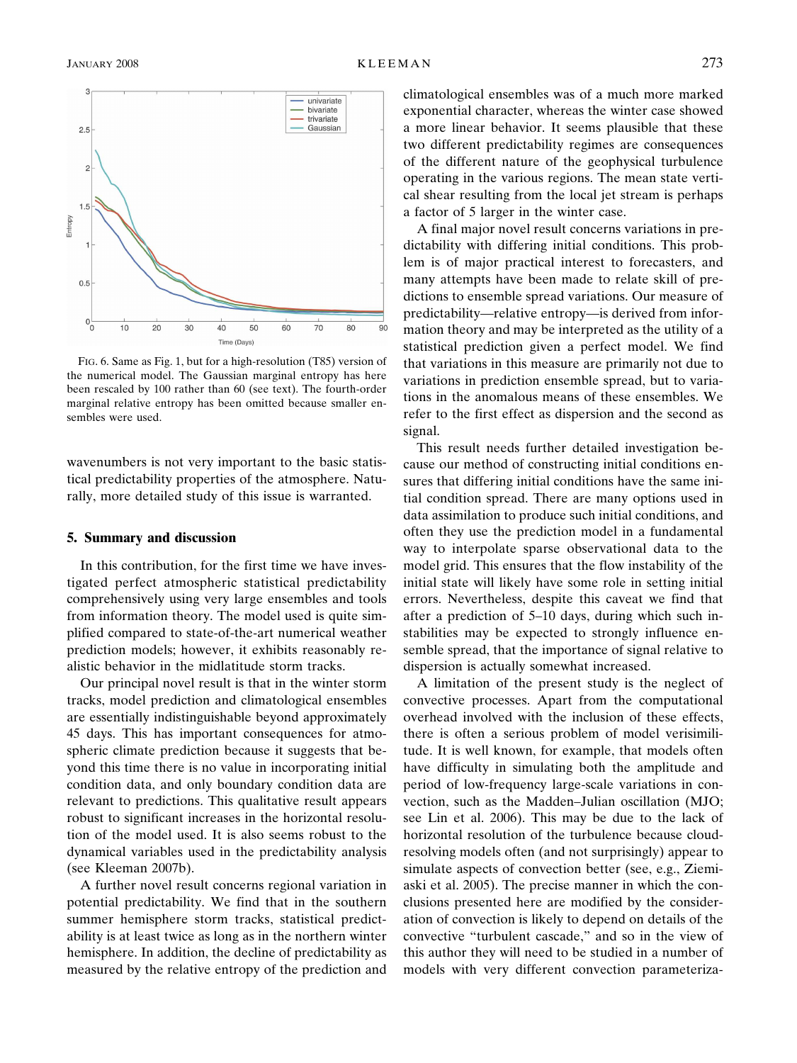FIG. 6. Same as Fig. 1, but for a high-resolution (T85) version of the numerical model. The Gaussian marginal entropy has here been rescaled by 100 rather than 60 (see text). The fourth-order marginal relative entropy has been omitted because smaller ensembles were used.

wavenumbers is not very important to the basic statistical predictability properties of the atmosphere. Naturally, more detailed study of this issue is warranted.

## 5. Summary and discussion

In this contribution, for the first time we have investigated perfect atmospheric statistical predictability comprehensively using very large ensembles and tools from information theory. The model used is quite simplified compared to state-of-the-art numerical weather prediction models; however, it exhibits reasonably realistic behavior in the midlatitude storm tracks.

Our principal novel result is that in the winter storm tracks, model prediction and climatological ensembles are essentially indistinguishable beyond approximately 45 days. This has important consequences for atmospheric climate prediction because it suggests that beyond this time there is no value in incorporating initial condition data, and only boundary condition data are relevant to predictions. This qualitative result appears robust to significant increases in the horizontal resolution of the model used. It is also seems robust to the dynamical variables used in the predictability analysis (see Kleeman 2007b).

A further novel result concerns regional variation in potential predictability. We find that in the southern summer hemisphere storm tracks, statistical predictability is at least twice as long as in the northern winter hemisphere. In addition, the decline of predictability as measured by the relative entropy of the prediction and climatological ensembles was of a much more marked exponential character, whereas the winter case showed a more linear behavior. It seems plausible that these two different predictability regimes are consequences of the different nature of the geophysical turbulence operating in the various regions. The mean state vertical shear resulting from the local jet stream is perhaps a factor of 5 larger in the winter case.

A final major novel result concerns variations in predictability with differing initial conditions. This problem is of major practical interest to forecasters, and many attempts have been made to relate skill of predictions to ensemble spread variations. Our measure of predictability—relative entropy—is derived from information theory and may be interpreted as the utility of a statistical prediction given a perfect model. We find that variations in this measure are primarily not due to variations in prediction ensemble spread, but to variations in the anomalous means of these ensembles. We refer to the first effect as dispersion and the second as signal.

This result needs further detailed investigation because our method of constructing initial conditions ensures that differing initial conditions have the same initial condition spread. There are many options used in data assimilation to produce such initial conditions, and often they use the prediction model in a fundamental way to interpolate sparse observational data to the model grid. This ensures that the flow instability of the initial state will likely have some role in setting initial errors. Nevertheless, despite this caveat we find that after a prediction of 5–10 days, during which such instabilities may be expected to strongly influence ensemble spread, that the importance of signal relative to dispersion is actually somewhat increased.

A limitation of the present study is the neglect of convective processes. Apart from the computational overhead involved with the inclusion of these effects, there is often a serious problem of model verisimilitude. It is well known, for example, that models often have difficulty in simulating both the amplitude and period of low-frequency large-scale variations in convection, such as the Madden–Julian oscillation (MJO; see Lin et al. 2006). This may be due to the lack of horizontal resolution of the turbulence because cloud-resolving models often (and not surprisingly) appear to simulate aspects of convection better (see, e.g., Ziemiaski et al. 2005). The precise manner in which the conclusions presented here are modified by the consideration of convection is likely to depend on details of the convective "turbulent cascade," and so in the view of this author they will need to be studied in a number of models with very different convection parameteriza-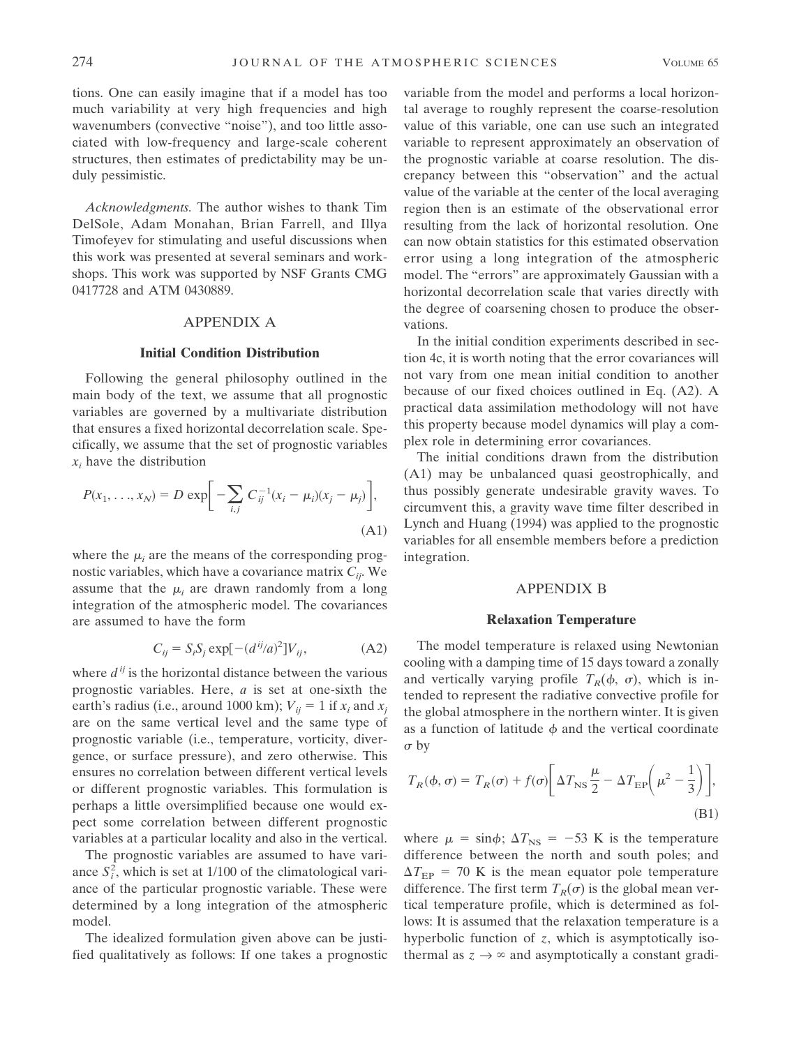tions. One can easily imagine that if a model has too much variability at very high frequencies and high wavenumbers (convective "noise"), and too little associated with low-frequency and large-scale coherent structures, then estimates of predictability may be unduly pessimistic.

*Acknowledgments.* The author wishes to thank Tim DelSole, Adam Monahan, Brian Farrell, and Illya Timofeyev for stimulating and useful discussions when this work was presented at several seminars and workshops. This work was supported by NSF Grants CMG 0417728 and ATM 0430889.

## APPENDIX A

### Initial Condition Distribution

Following the general philosophy outlined in the main body of the text, we assume that all prognostic variables are governed by a multivariate distribution that ensures a fixed horizontal decorrelation scale. Specifically, we assume that the set of prognostic variables $x_i$ have the distribution

$$P(x_1, \ldots, x_N) = D \exp\left[ -\sum_{i,j} C_{ij}^{-1}(x_i - \mu_i)(x_j - \mu_j) \right], \tag{A1}$$

where the $\mu_i$ are the means of the corresponding prognostic variables, which have a covariance matrix $C_{ij}$. We assume that the $\mu_i$ are drawn randomly from a long integration of the atmospheric model. The covariances are assumed to have the form

$$C_{ij} = S_i S_j \exp[-(d^{ij}/a)^2] V_{ij}, \tag{A2}$$

where $d^{ij}$ is the horizontal distance between the various prognostic variables. Here, $a$ is set at one-sixth the earth's radius (i.e., around 1000 km); $V_{ij} = 1$ if $x_i$ and $x_j$ are on the same vertical level and the same type of prognostic variable (i.e., temperature, vorticity, divergence, or surface pressure), and zero otherwise. This ensures no correlation between different vertical levels or different prognostic variables. This formulation is perhaps a little oversimplified because one would expect some correlation between different prognostic variables at a particular locality and also in the vertical.

The prognostic variables are assumed to have variance $S_i^2$, which is set at 1/100 of the climatological variance of the particular prognostic variable. These were determined by a long integration of the atmospheric model.

The idealized formulation given above can be justified qualitatively as follows: If one takes a prognostic variable from the model and performs a local horizontal average to roughly represent the coarse-resolution value of this variable, one can use such an integrated variable to represent approximately an observation of the prognostic variable at coarse resolution. The discrepancy between this "observation" and the actual value of the variable at the center of the local averaging region then is an estimate of the observational error resulting from the lack of horizontal resolution. One can now obtain statistics for this estimated observation error using a long integration of the atmospheric model. The "errors" are approximately Gaussian with a horizontal decorrelation scale that varies directly with the degree of coarsening chosen to produce the observations.

In the initial condition experiments described in section 4c, it is worth noting that the error covariances will not vary from one mean initial condition to another because of our fixed choices outlined in Eq. (A2). A practical data assimilation methodology will not have this property because model dynamics will play a complex role in determining error covariances.

The initial conditions drawn from the distribution (A1) may be unbalanced quasi geostrophically, and thus possibly generate undesirable gravity waves. To circumvent this, a gravity wave time filter described in Lynch and Huang (1994) was applied to the prognostic variables for all ensemble members before a prediction integration.

## APPENDIX B

### Relaxation Temperature

The model temperature is relaxed using Newtonian cooling with a damping time of 15 days toward a zonally and vertically varying profile $T_R(\phi, \sigma)$, which is intended to represent the radiative convective profile for the global atmosphere in the northern winter. It is given as a function of latitude $\phi$ and the vertical coordinate $\sigma$ by

$$T_R(\phi, \sigma) = T_R(\sigma) + f(\sigma)\left[ \Delta T_{\mathrm{NS}} \frac{\mu}{2} - \Delta T_{\mathrm{EP}}\left( \mu^2 - \frac{1}{3} \right) \right], \tag{B1}$$

where $\mu = \sin\phi$; $\Delta T_{\mathrm{NS}} = -53$ K is the temperature difference between the north and south poles; and $\Delta T_{\mathrm{EP}} = 70$ K is the mean equator pole temperature difference. The first term $T_R(\sigma)$ is the global mean vertical temperature profile, which is determined as follows: It is assumed that the relaxation temperature is a hyperbolic function of $z$, which is asymptotically isothermal as $z \to \infty$ and asymptotically a constant gradi-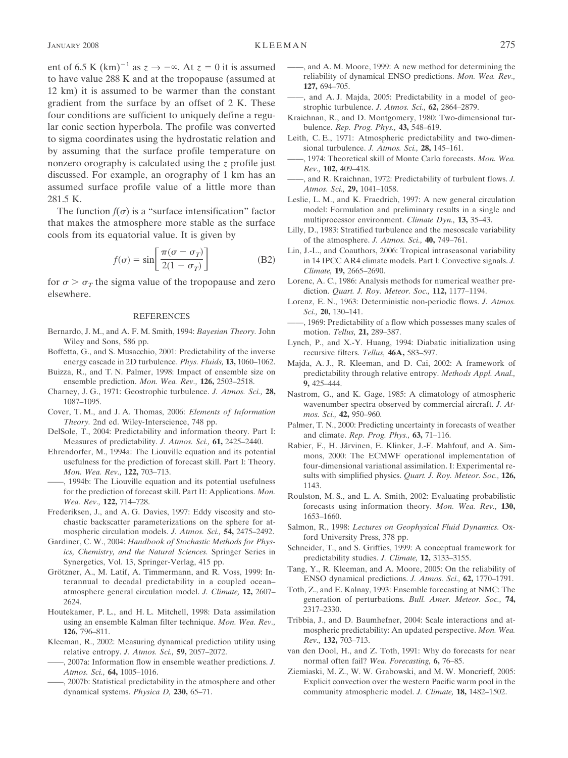ent of 6.5 K $(\text{km})^{-1}$ as $z \to -\infty$. At $z = 0$ it is assumed to have value 288 K and at the tropopause (assumed at 12 km) it is assumed to be warmer than the constant gradient from the surface by an offset of 2 K. These four conditions are sufficient to uniquely define a regular conic section hyperbola. The profile was converted to sigma coordinates using the hydrostatic relation and by assuming that the surface profile temperature on nonzero orography is calculated using the $z$ profile just discussed. For example, an orography of 1 km has an assumed surface profile value of a little more than 281.5 K.

The function $f(\sigma)$ is a "surface intensification" factor that makes the atmosphere more stable as the surface cools from its equatorial value. It is given by

$$f(\sigma) = \sin\left[\frac{\pi(\sigma - \sigma_T)}{2(1 - \sigma_T)}\right] \tag{B2}$$

for $\sigma > \sigma_T$ the sigma value of the tropopause and zero elsewhere.

## REFERENCES

Bernardo, J. M., and A. F. M. Smith, 1994: *Bayesian Theory.* John Wiley and Sons, 586 pp.

Boffetta, G., and S. Musacchio, 2001: Predictability of the inverse energy cascade in 2D turbulence. *Phys. Fluids,* **13,** 1060–1062.

Buizza, R., and T. N. Palmer, 1998: Impact of ensemble size on ensemble prediction. *Mon. Wea. Rev.,* **126,** 2503–2518.

Charney, J. G., 1971: Geostrophic turbulence. *J. Atmos. Sci.,* **28,** 1087–1095.

Cover, T. M., and J. A. Thomas, 2006: *Elements of Information Theory.* 2nd ed. Wiley-Interscience, 748 pp.

DelSole, T., 2004: Predictability and information theory. Part I: Measures of predictability. *J. Atmos. Sci.,* **61,** 2425–2440.

Ehrendorfer, M., 1994a: The Liouville equation and its potential usefulness for the prediction of forecast skill. Part I: Theory. *Mon. Wea. Rev.,* **122,** 703–713.

——, 1994b: The Liouville equation and its potential usefulness for the prediction of forecast skill. Part II: Applications. *Mon. Wea. Rev.,* **122,** 714–728.

Frederiksen, J., and A. G. Davies, 1997: Eddy viscosity and stochastic backscatter parameterizations on the sphere for atmospheric circulation models. *J. Atmos. Sci.,* **54,** 2475–2492.

Gardiner, C. W., 2004: *Handbook of Stochastic Methods for Physics, Chemistry, and the Natural Sciences.* Springer Series in Synergetics, Vol. 13, Springer-Verlag, 415 pp.

Grötzner, A., M. Latif, A. Timmermann, and R. Voss, 1999: Interannual to decadal predictability in a coupled ocean–atmosphere general circulation model. *J. Climate,* **12,** 2607–2624.

Houtekamer, P. L., and H. L. Mitchell, 1998: Data assimilation using an ensemble Kalman filter technique. *Mon. Wea. Rev.,* **126,** 796–811.

Kleeman, R., 2002: Measuring dynamical prediction utility using relative entropy. *J. Atmos. Sci.,* **59,** 2057–2072.

——, 2007a: Information flow in ensemble weather predictions. *J. Atmos. Sci.,* **64,** 1005–1016.

——, 2007b: Statistical predictability in the atmosphere and other dynamical systems. *Physica D,* **230,** 65–71.

——, and A. M. Moore, 1999: A new method for determining the reliability of dynamical ENSO predictions. *Mon. Wea. Rev.,* **127,** 694–705.

——, and A. J. Majda, 2005: Predictability in a model of geostrophic turbulence. *J. Atmos. Sci.,* **62,** 2864–2879.

Kraichnan, R., and D. Montgomery, 1980: Two-dimensional turbulence. *Rep. Prog. Phys.,* **43,** 548–619.

Leith, C. E., 1971: Atmospheric predictability and two-dimensional turbulence. *J. Atmos. Sci.,* **28,** 145–161.

——, 1974: Theoretical skill of Monte Carlo forecasts. *Mon. Wea. Rev.,* **102,** 409–418.

——, and R. Kraichnan, 1972: Predictability of turbulent flows. *J. Atmos. Sci.,* **29,** 1041–1058.

Leslie, L. M., and K. Fraedrich, 1997: A new general circulation model: Formulation and preliminary results in a single and multiprocessor environment. *Climate Dyn.,* **13,** 35–43.

Lilly, D., 1983: Stratified turbulence and the mesoscale variability of the atmosphere. *J. Atmos. Sci.,* **40,** 749–761.

Lin, J.-L., and Coauthors, 2006: Tropical intraseasonal variability in 14 IPCC AR4 climate models. Part I: Convective signals. *J. Climate,* **19,** 2665–2690.

Lorenc, A. C., 1986: Analysis methods for numerical weather prediction. *Quart. J. Roy. Meteor. Soc.,* **112,** 1177–1194.

Lorenz, E. N., 1963: Deterministic non-periodic flows. *J. Atmos. Sci.,* **20,** 130–141.

——, 1969: Predictability of a flow which possesses many scales of motion. *Tellus,* **21,** 289–387.

Lynch, P., and X.-Y. Huang, 1994: Diabatic initialization using recursive filters. *Tellus,* **46A,** 583–597.

Majda, A. J., R. Kleeman, and D. Cai, 2002: A framework of predictability through relative entropy. *Methods Appl. Anal.,* **9,** 425–444.

Nastrom, G., and K. Gage, 1985: A climatology of atmospheric wavenumber spectra observed by commercial aircraft. *J. Atmos. Sci.,* **42,** 950–960.

Palmer, T. N., 2000: Predicting uncertainty in forecasts of weather and climate. *Rep. Prog. Phys.,* **63,** 71–116.

Rabier, F., H. Järvinen, E. Klinker, J.-F. Mahfouf, and A. Simmons, 2000: The ECMWF operational implementation of four-dimensional variational assimilation. I: Experimental results with simplified physics. *Quart. J. Roy. Meteor. Soc.,* **126,** 1143.

Roulston, M. S., and L. A. Smith, 2002: Evaluating probabilistic forecasts using information theory. *Mon. Wea. Rev.,* **130,** 1653–1660.

Salmon, R., 1998: *Lectures on Geophysical Fluid Dynamics.* Oxford University Press, 378 pp.

Schneider, T., and S. Griffies, 1999: A conceptual framework for predictability studies. *J. Climate,* **12,** 3133–3155.

Tang, Y., R. Kleeman, and A. Moore, 2005: On the reliability of ENSO dynamical predictions. *J. Atmos. Sci.,* **62,** 1770–1791.

Toth, Z., and E. Kalnay, 1993: Ensemble forecasting at NMC: The generation of perturbations. *Bull. Amer. Meteor. Soc.,* **74,** 2317–2330.

Tribbia, J., and D. Baumhefner, 2004: Scale interactions and atmospheric predictability: An updated perspective. *Mon. Wea. Rev.,* **132,** 703–713.

van den Dool, H., and Z. Toth, 1991: Why do forecasts for near normal often fail? *Wea. Forecasting,* **6,** 76–85.

Ziemiaski, M. Z., W. W. Grabowski, and M. W. Moncrieff, 2005: Explicit convection over the western Pacific warm pool in the community atmospheric model. *J. Climate,* **18,** 1482–1502.